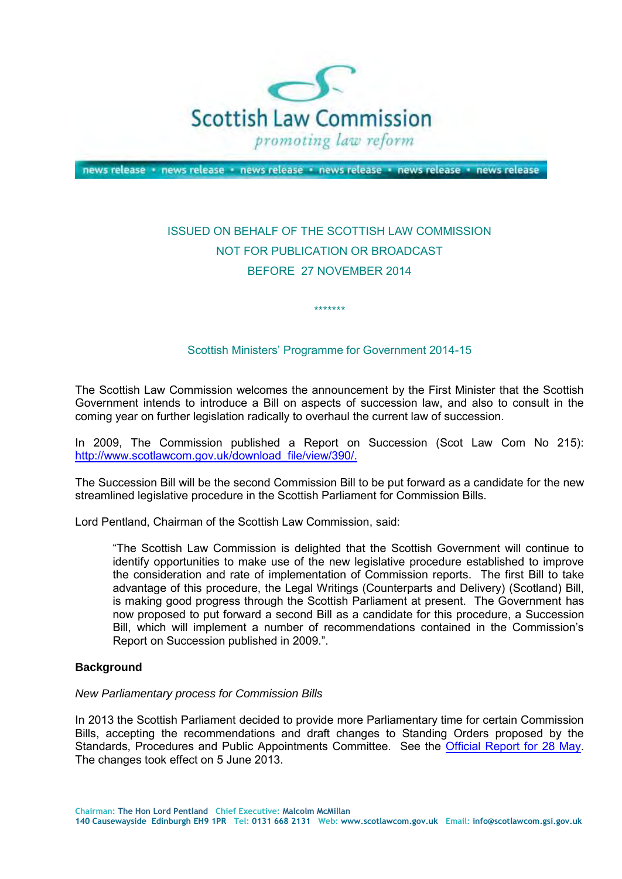Scottish Law Commission

*promoting law reform*

news release • news release • news release • news release • news release • news release

ISSUED ON BEHALF OF THE SCOTTISH LAW COMMISSION
NOT FOR PUBLICATION OR BROADCAST
BEFORE 27 NOVEMBER 2014

*******

## Scottish Ministers' Programme for Government 2014-15

The Scottish Law Commission welcomes the announcement by the First Minister that the Scottish Government intends to introduce a Bill on aspects of succession law, and also to consult in the coming year on further legislation radically to overhaul the current law of succession.

In 2009, The Commission published a Report on Succession (Scot Law Com No 215): [http://www.scotlawcom.gov.uk/download_file/view/390/.](http://www.scotlawcom.gov.uk/download_file/view/390/)

The Succession Bill will be the second Commission Bill to be put forward as a candidate for the new streamlined legislative procedure in the Scottish Parliament for Commission Bills.

Lord Pentland, Chairman of the Scottish Law Commission, said:

> "The Scottish Law Commission is delighted that the Scottish Government will continue to identify opportunities to make use of the new legislative procedure established to improve the consideration and rate of implementation of Commission reports. The first Bill to take advantage of this procedure, the Legal Writings (Counterparts and Delivery) (Scotland) Bill, is making good progress through the Scottish Parliament at present. The Government has now proposed to put forward a second Bill as a candidate for this procedure, a Succession Bill, which will implement a number of recommendations contained in the Commission's Report on Succession published in 2009.".

**Background**

*New Parliamentary process for Commission Bills*

In 2013 the Scottish Parliament decided to provide more Parliamentary time for certain Commission Bills, accepting the recommendations and draft changes to Standing Orders proposed by the Standards, Procedures and Public Appointments Committee. See the Official Report for 28 May. The changes took effect on 5 June 2013.

Chairman: The Hon Lord Pentland Chief Executive: Malcolm McMillan
140 Causewayside Edinburgh EH9 1PR Tel: 0131 668 2131 Web: www.scotlawcom.gov.uk Email: info@scotlawcom.gsi.gov.uk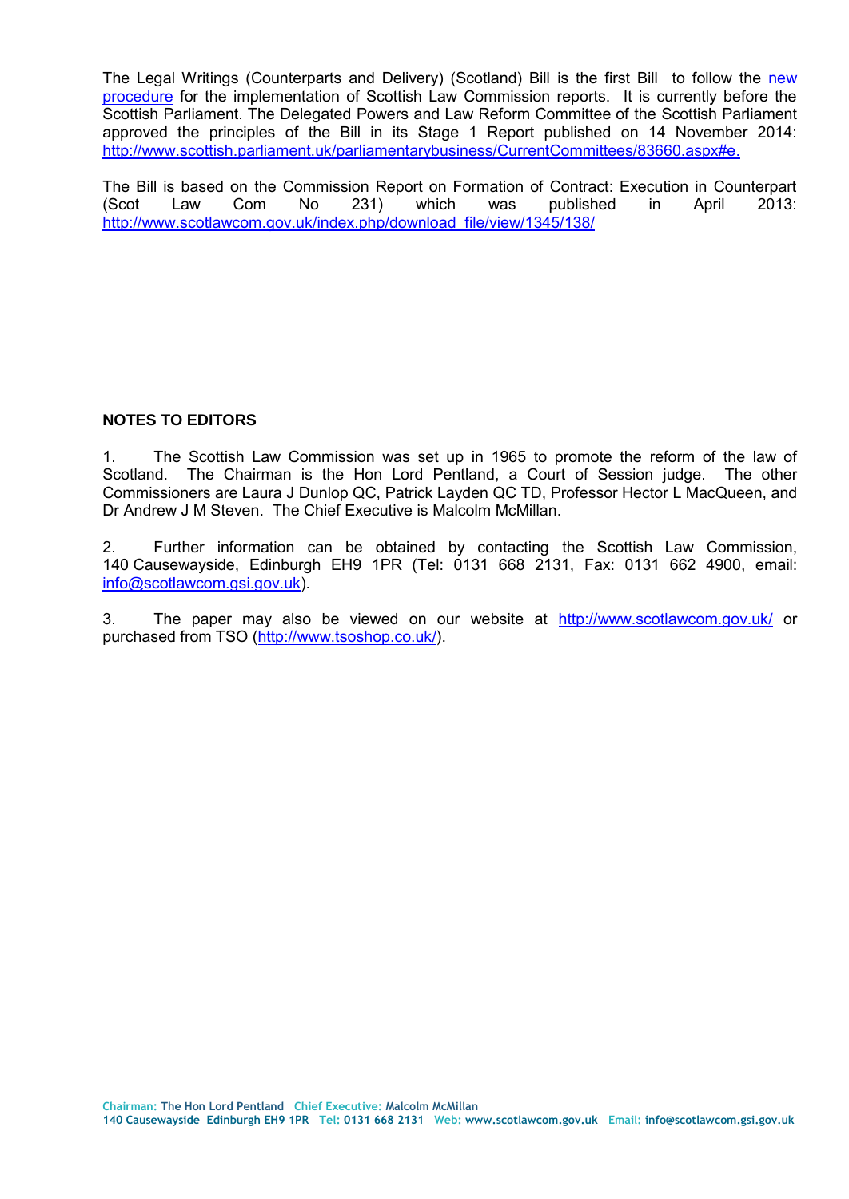The Legal Writings (Counterparts and Delivery) (Scotland) Bill is the first Bill to follow the new procedure for the implementation of Scottish Law Commission reports. It is currently before the Scottish Parliament. The Delegated Powers and Law Reform Committee of the Scottish Parliament approved the principles of the Bill in its Stage 1 Report published on 14 November 2014: http://www.scottish.parliament.uk/parliamentarybusiness/CurrentCommittees/83660.aspx#e.

The Bill is based on the Commission Report on Formation of Contract: Execution in Counterpart (Scot Law Com No 231) which was published in April 2013: http://www.scotlawcom.gov.uk/index.php/download_file/view/1345/138/

**NOTES TO EDITORS**

1. The Scottish Law Commission was set up in 1965 to promote the reform of the law of Scotland. The Chairman is the Hon Lord Pentland, a Court of Session judge. The other Commissioners are Laura J Dunlop QC, Patrick Layden QC TD, Professor Hector L MacQueen, and Dr Andrew J M Steven. The Chief Executive is Malcolm McMillan.

2. Further information can be obtained by contacting the Scottish Law Commission, 140 Causewayside, Edinburgh EH9 1PR (Tel: 0131 668 2131, Fax: 0131 662 4900, email: info@scotlawcom.gsi.gov.uk).

3. The paper may also be viewed on our website at http://www.scotlawcom.gov.uk/ or purchased from TSO (http://www.tsoshop.co.uk/).